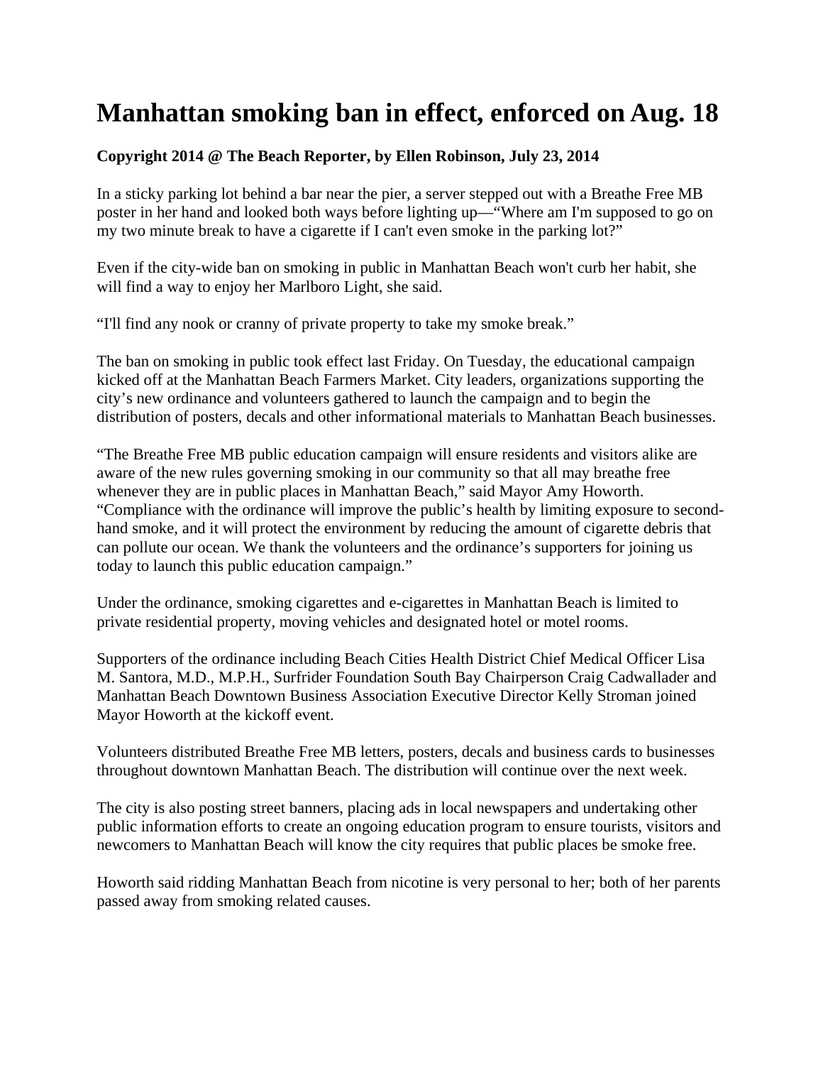# Manhattan smoking ban in effect, enforced on Aug. 18

**Copyright 2014 @ The Beach Reporter, by Ellen Robinson, July 23, 2014**

In a sticky parking lot behind a bar near the pier, a server stepped out with a Breathe Free MB poster in her hand and looked both ways before lighting up—"Where am I'm supposed to go on my two minute break to have a cigarette if I can't even smoke in the parking lot?"

Even if the city-wide ban on smoking in public in Manhattan Beach won't curb her habit, she will find a way to enjoy her Marlboro Light, she said.

"I'll find any nook or cranny of private property to take my smoke break."

The ban on smoking in public took effect last Friday. On Tuesday, the educational campaign kicked off at the Manhattan Beach Farmers Market. City leaders, organizations supporting the city's new ordinance and volunteers gathered to launch the campaign and to begin the distribution of posters, decals and other informational materials to Manhattan Beach businesses.

"The Breathe Free MB public education campaign will ensure residents and visitors alike are aware of the new rules governing smoking in our community so that all may breathe free whenever they are in public places in Manhattan Beach," said Mayor Amy Howorth. "Compliance with the ordinance will improve the public's health by limiting exposure to second-hand smoke, and it will protect the environment by reducing the amount of cigarette debris that can pollute our ocean. We thank the volunteers and the ordinance's supporters for joining us today to launch this public education campaign."

Under the ordinance, smoking cigarettes and e-cigarettes in Manhattan Beach is limited to private residential property, moving vehicles and designated hotel or motel rooms.

Supporters of the ordinance including Beach Cities Health District Chief Medical Officer Lisa M. Santora, M.D., M.P.H., Surfrider Foundation South Bay Chairperson Craig Cadwallader and Manhattan Beach Downtown Business Association Executive Director Kelly Stroman joined Mayor Howorth at the kickoff event.

Volunteers distributed Breathe Free MB letters, posters, decals and business cards to businesses throughout downtown Manhattan Beach. The distribution will continue over the next week.

The city is also posting street banners, placing ads in local newspapers and undertaking other public information efforts to create an ongoing education program to ensure tourists, visitors and newcomers to Manhattan Beach will know the city requires that public places be smoke free.

Howorth said ridding Manhattan Beach from nicotine is very personal to her; both of her parents passed away from smoking related causes.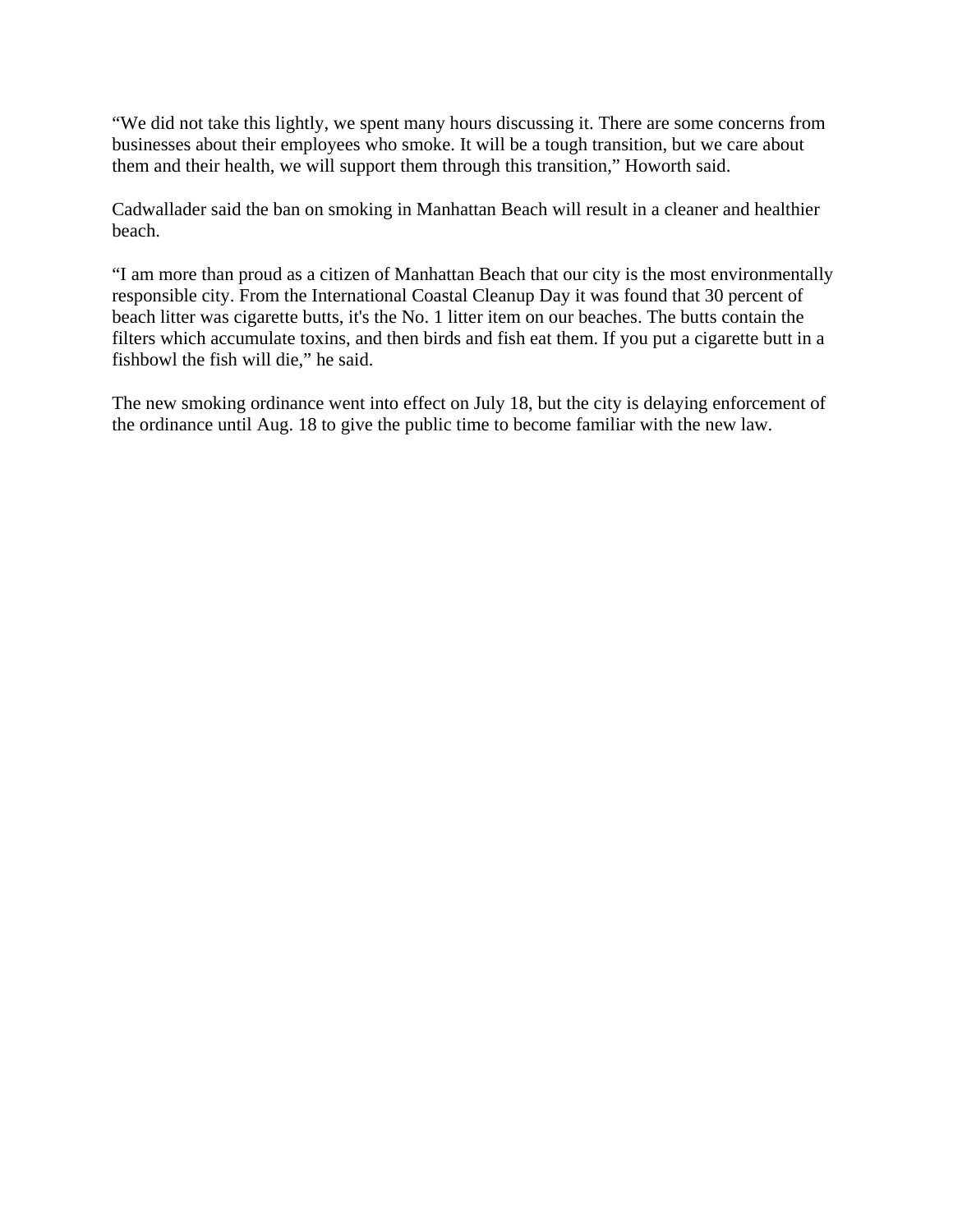“We did not take this lightly, we spent many hours discussing it. There are some concerns from businesses about their employees who smoke. It will be a tough transition, but we care about them and their health, we will support them through this transition,” Howorth said.

Cadwallader said the ban on smoking in Manhattan Beach will result in a cleaner and healthier beach.

“I am more than proud as a citizen of Manhattan Beach that our city is the most environmentally responsible city. From the International Coastal Cleanup Day it was found that 30 percent of beach litter was cigarette butts, it's the No. 1 litter item on our beaches. The butts contain the filters which accumulate toxins, and then birds and fish eat them. If you put a cigarette butt in a fishbowl the fish will die,” he said.

The new smoking ordinance went into effect on July 18, but the city is delaying enforcement of the ordinance until Aug. 18 to give the public time to become familiar with the new law.